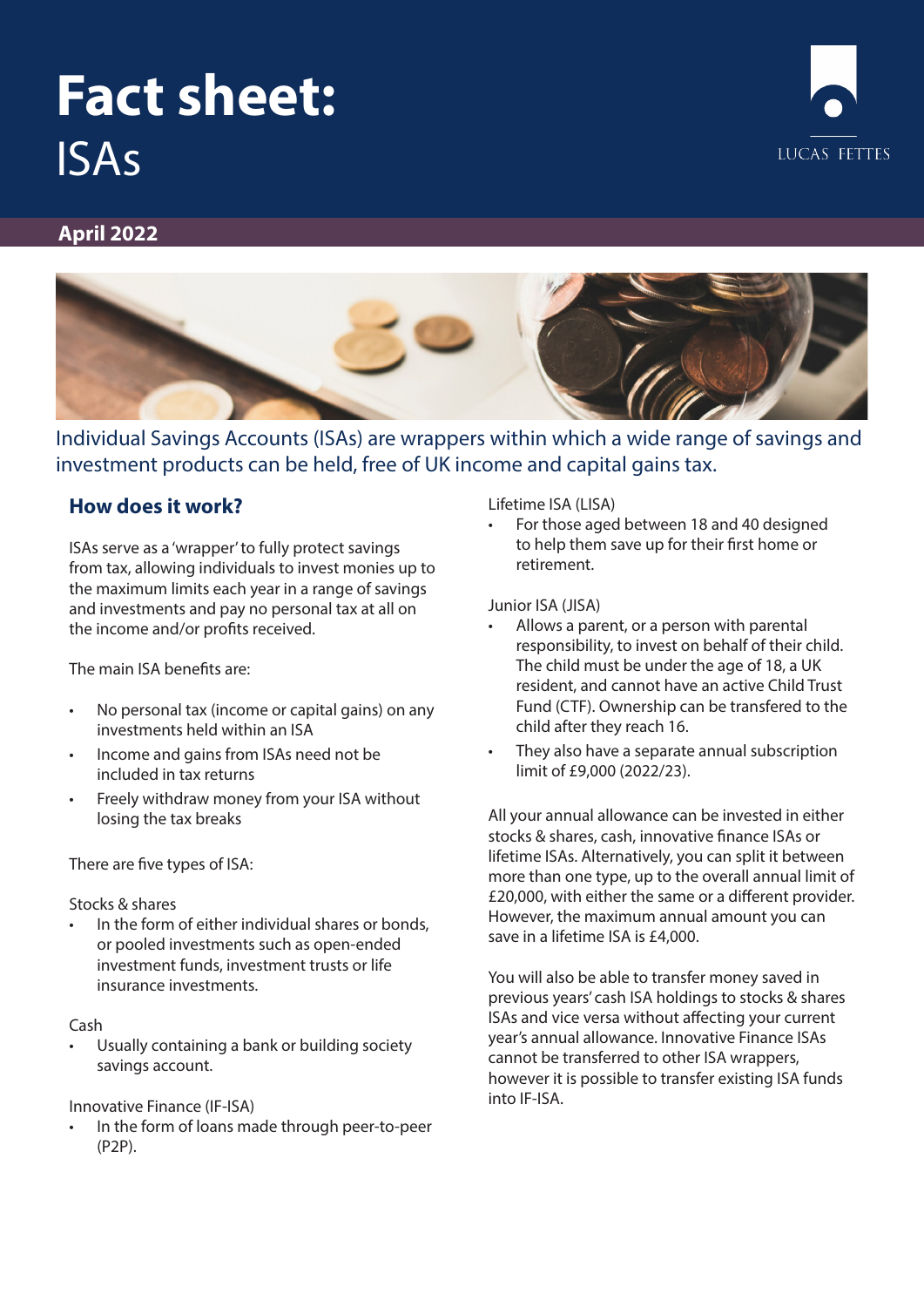# Fact sheet:
ISAs

**April 2022**

Individual Savings Accounts (ISAs) are wrappers within which a wide range of savings and investment products can be held, free of UK income and capital gains tax.

## How does it work?

ISAs serve as a 'wrapper' to fully protect savings from tax, allowing individuals to invest monies up to the maximum limits each year in a range of savings and investments and pay no personal tax at all on the income and/or profits received.

The main ISA benefits are:

- No personal tax (income or capital gains) on any investments held within an ISA
- Income and gains from ISAs need not be included in tax returns
- Freely withdraw money from your ISA without losing the tax breaks

There are five types of ISA:

Stocks & shares

- In the form of either individual shares or bonds, or pooled investments such as open-ended investment funds, investment trusts or life insurance investments.

Cash

- Usually containing a bank or building society savings account.

Innovative Finance (IF-ISA)

- In the form of loans made through peer-to-peer (P2P).

Lifetime ISA (LISA)

- For those aged between 18 and 40 designed to help them save up for their first home or retirement.

Junior ISA (JISA)

- Allows a parent, or a person with parental responsibility, to invest on behalf of their child. The child must be under the age of 18, a UK resident, and cannot have an active Child Trust Fund (CTF). Ownership can be transfered to the child after they reach 16.
- They also have a separate annual subscription limit of £9,000 (2022/23).

All your annual allowance can be invested in either stocks & shares, cash, innovative finance ISAs or lifetime ISAs. Alternatively, you can split it between more than one type, up to the overall annual limit of £20,000, with either the same or a different provider. However, the maximum annual amount you can save in a lifetime ISA is £4,000.

You will also be able to transfer money saved in previous years' cash ISA holdings to stocks & shares ISAs and vice versa without affecting your current year's annual allowance. Innovative Finance ISAs cannot be transferred to other ISA wrappers, however it is possible to transfer existing ISA funds into IF-ISA.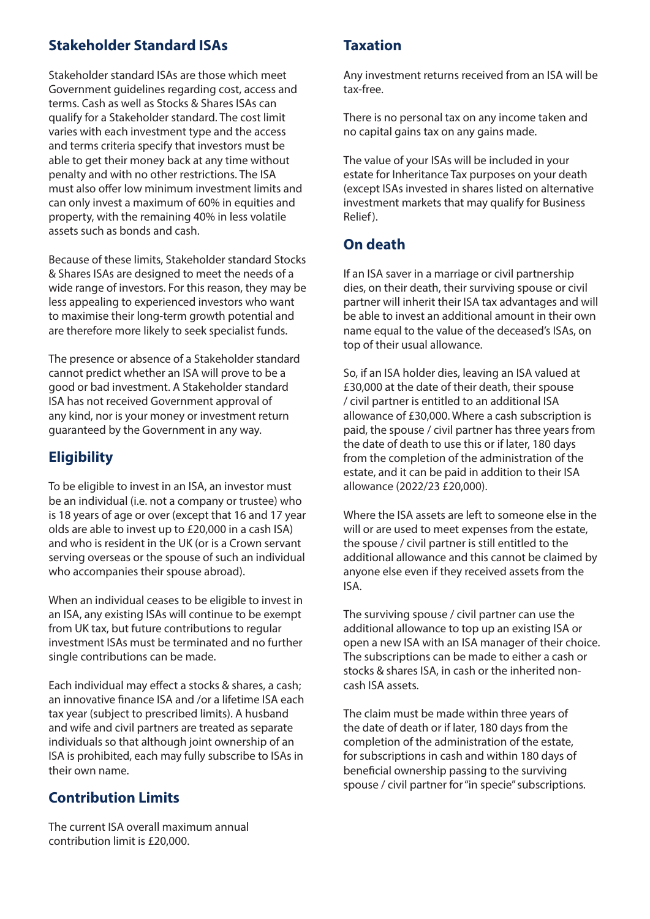## Stakeholder Standard ISAs

Stakeholder standard ISAs are those which meet Government guidelines regarding cost, access and terms. Cash as well as Stocks & Shares ISAs can qualify for a Stakeholder standard. The cost limit varies with each investment type and the access and terms criteria specify that investors must be able to get their money back at any time without penalty and with no other restrictions. The ISA must also offer low minimum investment limits and can only invest a maximum of 60% in equities and property, with the remaining 40% in less volatile assets such as bonds and cash.

Because of these limits, Stakeholder standard Stocks & Shares ISAs are designed to meet the needs of a wide range of investors. For this reason, they may be less appealing to experienced investors who want to maximise their long-term growth potential and are therefore more likely to seek specialist funds.

The presence or absence of a Stakeholder standard cannot predict whether an ISA will prove to be a good or bad investment. A Stakeholder standard ISA has not received Government approval of any kind, nor is your money or investment return guaranteed by the Government in any way.

## Eligibility

To be eligible to invest in an ISA, an investor must be an individual (i.e. not a company or trustee) who is 18 years of age or over (except that 16 and 17 year olds are able to invest up to £20,000 in a cash ISA) and who is resident in the UK (or is a Crown servant serving overseas or the spouse of such an individual who accompanies their spouse abroad).

When an individual ceases to be eligible to invest in an ISA, any existing ISAs will continue to be exempt from UK tax, but future contributions to regular investment ISAs must be terminated and no further single contributions can be made.

Each individual may effect a stocks & shares, a cash; an innovative finance ISA and /or a lifetime ISA each tax year (subject to prescribed limits). A husband and wife and civil partners are treated as separate individuals so that although joint ownership of an ISA is prohibited, each may fully subscribe to ISAs in their own name.

## Contribution Limits

The current ISA overall maximum annual contribution limit is £20,000.

## Taxation

Any investment returns received from an ISA will be tax-free.

There is no personal tax on any income taken and no capital gains tax on any gains made.

The value of your ISAs will be included in your estate for Inheritance Tax purposes on your death (except ISAs invested in shares listed on alternative investment markets that may qualify for Business Relief).

## On death

If an ISA saver in a marriage or civil partnership dies, on their death, their surviving spouse or civil partner will inherit their ISA tax advantages and will be able to invest an additional amount in their own name equal to the value of the deceased's ISAs, on top of their usual allowance.

So, if an ISA holder dies, leaving an ISA valued at £30,000 at the date of their death, their spouse / civil partner is entitled to an additional ISA allowance of £30,000. Where a cash subscription is paid, the spouse / civil partner has three years from the date of death to use this or if later, 180 days from the completion of the administration of the estate, and it can be paid in addition to their ISA allowance (2022/23 £20,000).

Where the ISA assets are left to someone else in the will or are used to meet expenses from the estate, the spouse / civil partner is still entitled to the additional allowance and this cannot be claimed by anyone else even if they received assets from the ISA.

The surviving spouse / civil partner can use the additional allowance to top up an existing ISA or open a new ISA with an ISA manager of their choice. The subscriptions can be made to either a cash or stocks & shares ISA, in cash or the inherited non-cash ISA assets.

The claim must be made within three years of the date of death or if later, 180 days from the completion of the administration of the estate, for subscriptions in cash and within 180 days of beneficial ownership passing to the surviving spouse / civil partner for "in specie" subscriptions.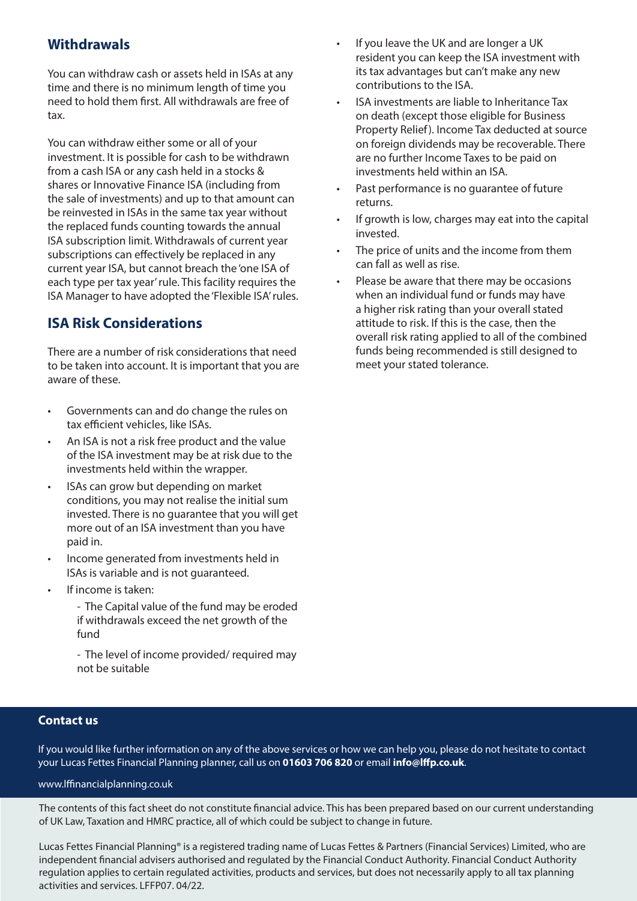## Withdrawals

You can withdraw cash or assets held in ISAs at any time and there is no minimum length of time you need to hold them first. All withdrawals are free of tax.

You can withdraw either some or all of your investment. It is possible for cash to be withdrawn from a cash ISA or any cash held in a stocks & shares or Innovative Finance ISA (including from the sale of investments) and up to that amount can be reinvested in ISAs in the same tax year without the replaced funds counting towards the annual ISA subscription limit. Withdrawals of current year subscriptions can effectively be replaced in any current year ISA, but cannot breach the 'one ISA of each type per tax year' rule. This facility requires the ISA Manager to have adopted the 'Flexible ISA' rules.

## ISA Risk Considerations

There are a number of risk considerations that need to be taken into account. It is important that you are aware of these.

- Governments can and do change the rules on tax efficient vehicles, like ISAs.
- An ISA is not a risk free product and the value of the ISA investment may be at risk due to the investments held within the wrapper.
- ISAs can grow but depending on market conditions, you may not realise the initial sum invested. There is no guarantee that you will get more out of an ISA investment than you have paid in.
- Income generated from investments held in ISAs is variable and is not guaranteed.
- If income is taken:
  - The Capital value of the fund may be eroded if withdrawals exceed the net growth of the fund
  - The level of income provided/ required may not be suitable
- If you leave the UK and are longer a UK resident you can keep the ISA investment with its tax advantages but can't make any new contributions to the ISA.
- ISA investments are liable to Inheritance Tax on death (except those eligible for Business Property Relief). Income Tax deducted at source on foreign dividends may be recoverable. There are no further Income Taxes to be paid on investments held within an ISA.
- Past performance is no guarantee of future returns.
- If growth is low, charges may eat into the capital invested.
- The price of units and the income from them can fall as well as rise.
- Please be aware that there may be occasions when an individual fund or funds may have a higher risk rating than your overall stated attitude to risk. If this is the case, then the overall risk rating applied to all of the combined funds being recommended is still designed to meet your stated tolerance.

**Contact us**

If you would like further information on any of the above services or how we can help you, please do not hesitate to contact your Lucas Fettes Financial Planning planner, call us on **01603 706 820** or email **info@lffp.co.uk**.

www.lffinancialplanning.co.uk

The contents of this fact sheet do not constitute financial advice. This has been prepared based on our current understanding of UK Law, Taxation and HMRC practice, all of which could be subject to change in future.

Lucas Fettes Financial Planning® is a registered trading name of Lucas Fettes & Partners (Financial Services) Limited, who are independent financial advisers authorised and regulated by the Financial Conduct Authority. Financial Conduct Authority regulation applies to certain regulated activities, products and services, but does not necessarily apply to all tax planning activities and services. LFFP07. 04/22.